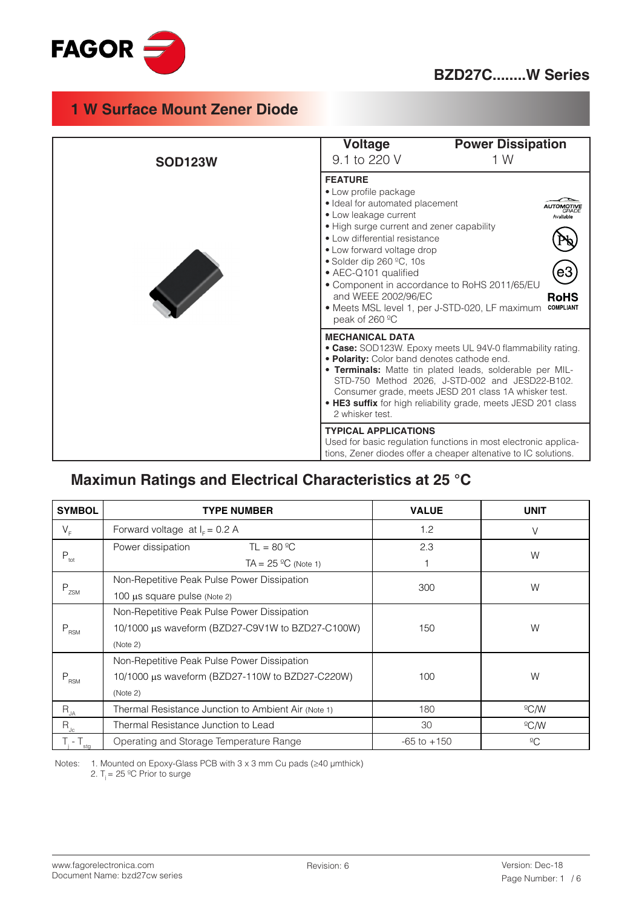# BZD27C........W Series

## 1 W Surface Mount Zener Diode

**SOD123W**

| Voltage | Power Dissipation |
|---|---|
| 9.1 to 220 V | 1 W |

**FEATURE**

- Low profile package
- Ideal for automated placement
- Low leakage current
- High surge current and zener capability
- Low differential resistance
- Low forward voltage drop
- Solder dip 260 ºC, 10s
- AEC-Q101 qualified
- Component in accordance to RoHS 2011/65/EU and WEEE 2002/96/EC
- Meets MSL level 1, per J-STD-020, LF maximum peak of 260 ºC

AUTOMOTIVE GRADE Available

RoHS COMPLIANT

**MECHANICAL DATA**

- **Case:** SOD123W. Epoxy meets UL 94V-0 flammability rating.
- **Polarity:** Color band denotes cathode end.
- **Terminals:** Matte tin plated leads, solderable per MIL-STD-750 Method 2026, J-STD-002 and JESD22-B102. Consumer grade, meets JESD 201 class 1A whisker test.
- **HE3 suffix** for high reliability grade, meets JESD 201 class 2 whisker test.

**TYPICAL APPLICATIONS**

Used for basic regulation functions in most electronic applications, Zener diodes offer a cheaper altenative to IC solutions.

## Maximun Ratings and Electrical Characteristics at 25 °C

| SYMBOL | TYPE NUMBER | VALUE | UNIT |
|---|---|---|---|
| $V_F$ | Forward voltage at $I_F$ = 0.2 A | 1.2 | V |
| $P_{tot}$ | Power dissipation TL = 80 ºC | 2.3 | W |
| | TA = 25 ºC (Note 1) | 1 | |
| $P_{ZSM}$ | Non-Repetitive Peak Pulse Power Dissipation 100 µs square pulse (Note 2) | 300 | W |
| $P_{RSM}$ | Non-Repetitive Peak Pulse Power Dissipation 10/1000 µs waveform (BZD27-C9V1W to BZD27-C100W) (Note 2) | 150 | W |
| $P_{RSM}$ | Non-Repetitive Peak Pulse Power Dissipation 10/1000 µs waveform (BZD27-110W to BZD27-C220W) (Note 2) | 100 | W |
| $R_{JA}$ | Thermal Resistance Junction to Ambient Air (Note 1) | 180 | ºC/W |
| $R_{Jc}$ | Thermal Resistance Junction to Lead | 30 | ºC/W |
| $T_j$ - $T_{stg}$ | Operating and Storage Temperature Range | -65 to +150 | ºC |

Notes: 1. Mounted on Epoxy-Glass PCB with 3 x 3 mm Cu pads (≥40 µmthick)
2. $T_j$ = 25 ºC Prior to surge

www.fagorelectronica.com
Document Name: bzd27cw series

Revision: 6

Version: Dec-18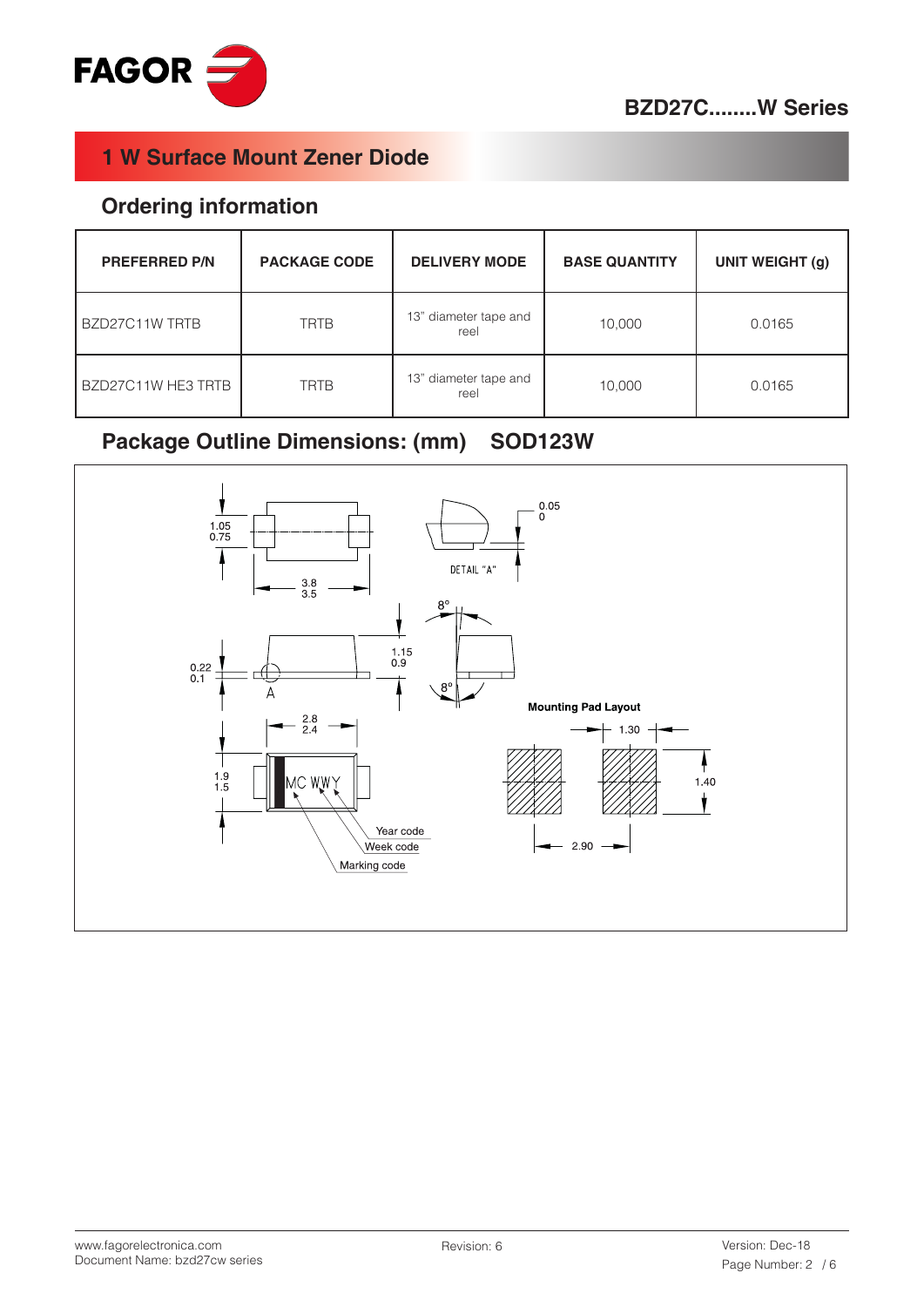# 1 W Surface Mount Zener Diode

## Ordering information

| PREFERRED P/N | PACKAGE CODE | DELIVERY MODE | BASE QUANTITY | UNIT WEIGHT (g) |
|---|---|---|---|---|
| BZD27C11W TRTB | TRTB | 13" diameter tape and reel | 10,000 | 0.0165 |
| BZD27C11W HE3 TRTB | TRTB | 13" diameter tape and reel | 10,000 | 0.0165 |

## Package Outline Dimensions: (mm) SOD123W

1.05
0.75

3.8
3.5

0.05
0

DETAIL "A"

8°

1.15
0.9

0.22
0.1

A

8°

2.8
2.4

1.9
1.5

MC WWY

Year code
Week code
Marking code

**Mounting Pad Layout**

1.30

1.40

2.90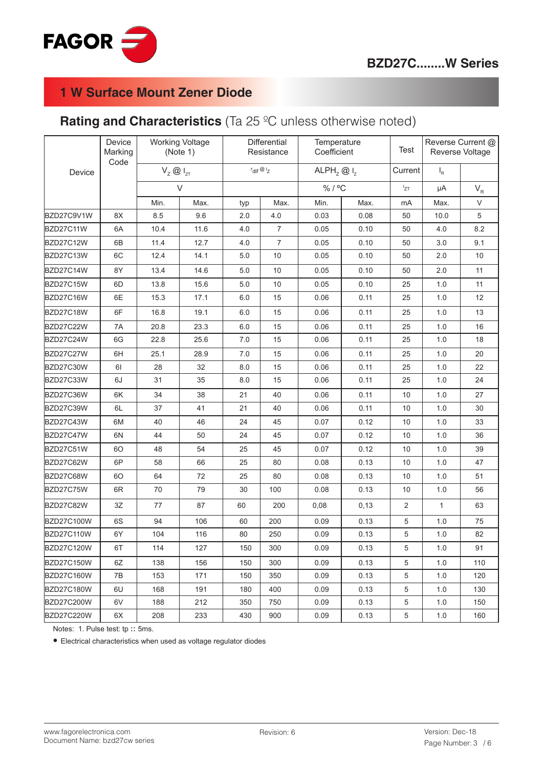# 1 W Surface Mount Zener Diode

## Rating and Characteristics (Ta 25 ºC unless otherwise noted)

| Device | Device Marking Code | Working Voltage (Note 1) | | Differential Resistance | | Temperature Coefficient | | Test | Reverse Current @ Reverse Voltage | |
|---|---|---|---|---|---|---|---|---|---|---|
| | | $V_Z$ @ $I_{ZT}$ | | $r_{dif}$ @ $I_Z$ | | $ALPH_Z$ @ $I_z$ | | Current | $I_R$ | |
| | | V | | | | % / ºC | | $I_{ZT}$ | µA | $V_R$ |
| | | Min. | Max. | typ | Max. | Min. | Max. | mA | Max. | V |
| BZD27C9V1W | 8X | 8.5 | 9.6 | 2.0 | 4.0 | 0.03 | 0.08 | 50 | 10.0 | 5 |
| BZD27C11W | 6A | 10.4 | 11.6 | 4.0 | 7 | 0.05 | 0.10 | 50 | 4.0 | 8.2 |
| BZD27C12W | 6B | 11.4 | 12.7 | 4.0 | 7 | 0.05 | 0.10 | 50 | 3.0 | 9.1 |
| BZD27C13W | 6C | 12.4 | 14.1 | 5.0 | 10 | 0.05 | 0.10 | 50 | 2.0 | 10 |
| BZD27C14W | 8Y | 13.4 | 14.6 | 5.0 | 10 | 0.05 | 0.10 | 50 | 2.0 | 11 |
| BZD27C15W | 6D | 13.8 | 15.6 | 5.0 | 10 | 0.05 | 0.10 | 25 | 1.0 | 11 |
| BZD27C16W | 6E | 15.3 | 17.1 | 6.0 | 15 | 0.06 | 0.11 | 25 | 1.0 | 12 |
| BZD27C18W | 6F | 16.8 | 19.1 | 6.0 | 15 | 0.06 | 0.11 | 25 | 1.0 | 13 |
| BZD27C22W | 7A | 20.8 | 23.3 | 6.0 | 15 | 0.06 | 0.11 | 25 | 1.0 | 16 |
| BZD27C24W | 6G | 22.8 | 25.6 | 7.0 | 15 | 0.06 | 0.11 | 25 | 1.0 | 18 |
| BZD27C27W | 6H | 25.1 | 28.9 | 7.0 | 15 | 0.06 | 0.11 | 25 | 1.0 | 20 |
| BZD27C30W | 6I | 28 | 32 | 8.0 | 15 | 0.06 | 0.11 | 25 | 1.0 | 22 |
| BZD27C33W | 6J | 31 | 35 | 8.0 | 15 | 0.06 | 0.11 | 25 | 1.0 | 24 |
| BZD27C36W | 6K | 34 | 38 | 21 | 40 | 0.06 | 0.11 | 10 | 1.0 | 27 |
| BZD27C39W | 6L | 37 | 41 | 21 | 40 | 0.06 | 0.11 | 10 | 1.0 | 30 |
| BZD27C43W | 6M | 40 | 46 | 24 | 45 | 0.07 | 0.12 | 10 | 1.0 | 33 |
| BZD27C47W | 6N | 44 | 50 | 24 | 45 | 0.07 | 0.12 | 10 | 1.0 | 36 |
| BZD27C51W | 6O | 48 | 54 | 25 | 45 | 0.07 | 0.12 | 10 | 1.0 | 39 |
| BZD27C62W | 6P | 58 | 66 | 25 | 80 | 0.08 | 0.13 | 10 | 1.0 | 47 |
| BZD27C68W | 6O | 64 | 72 | 25 | 80 | 0.08 | 0.13 | 10 | 1.0 | 51 |
| BZD27C75W | 6R | 70 | 79 | 30 | 100 | 0.08 | 0.13 | 10 | 1.0 | 56 |
| BZD27C82W | 3Z | 77 | 87 | 60 | 200 | 0,08 | 0,13 | 2 | 1 | 63 |
| BZD27C100W | 6S | 94 | 106 | 60 | 200 | 0.09 | 0.13 | 5 | 1.0 | 75 |
| BZD27C110W | 6Y | 104 | 116 | 80 | 250 | 0.09 | 0.13 | 5 | 1.0 | 82 |
| BZD27C120W | 6T | 114 | 127 | 150 | 300 | 0.09 | 0.13 | 5 | 1.0 | 91 |
| BZD27C150W | 6Z | 138 | 156 | 150 | 300 | 0.09 | 0.13 | 5 | 1.0 | 110 |
| BZD27C160W | 7B | 153 | 171 | 150 | 350 | 0.09 | 0.13 | 5 | 1.0 | 120 |
| BZD27C180W | 6U | 168 | 191 | 180 | 400 | 0.09 | 0.13 | 5 | 1.0 | 130 |
| BZD27C200W | 6V | 188 | 212 | 350 | 750 | 0.09 | 0.13 | 5 | 1.0 | 150 |
| BZD27C220W | 6X | 208 | 233 | 430 | 900 | 0.09 | 0.13 | 5 | 1.0 | 160 |

Notes: 1. Pulse test: tp :: 5ms.

- Electrical characteristics when used as voltage regulator diodes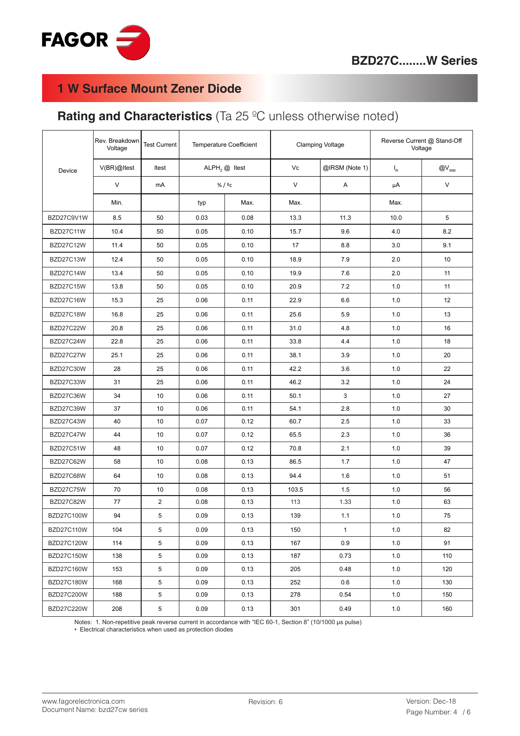# 1 W Surface Mount Zener Diode

## **Rating and Characteristics** (Ta 25 ºC unless otherwise noted)

| Device | Rev. Breakdown Voltage | Test Current | Temperature Coefficient | | Clamping Voltage | | Reverse Current @ Stand-Off Voltage | |
|---|---|---|---|---|---|---|---|---|
| | V(BR)@Itest | Itest | $ALPH_Z$ @ Itest | | Vc | @IRSM (Note 1) | $I_R$ | @$V_{WM}$ |
| | V | mA | % / ºc | | V | A | µA | V |
| | Min. | | typ | Max. | Max. | | Max. | |
| BZD27C9V1W | 8.5 | 50 | 0.03 | 0.08 | 13.3 | 11.3 | 10.0 | 5 |
| BZD27C11W | 10.4 | 50 | 0.05 | 0.10 | 15.7 | 9.6 | 4.0 | 8.2 |
| BZD27C12W | 11.4 | 50 | 0.05 | 0.10 | 17 | 8.8 | 3.0 | 9.1 |
| BZD27C13W | 12.4 | 50 | 0.05 | 0.10 | 18.9 | 7.9 | 2.0 | 10 |
| BZD27C14W | 13.4 | 50 | 0.05 | 0.10 | 19.9 | 7.6 | 2.0 | 11 |
| BZD27C15W | 13.8 | 50 | 0.05 | 0.10 | 20.9 | 7.2 | 1.0 | 11 |
| BZD27C16W | 15.3 | 25 | 0.06 | 0.11 | 22.9 | 6.6 | 1.0 | 12 |
| BZD27C18W | 16.8 | 25 | 0.06 | 0.11 | 25.6 | 5.9 | 1.0 | 13 |
| BZD27C22W | 20.8 | 25 | 0.06 | 0.11 | 31.0 | 4.8 | 1.0 | 16 |
| BZD27C24W | 22.8 | 25 | 0.06 | 0.11 | 33.8 | 4.4 | 1.0 | 18 |
| BZD27C27W | 25.1 | 25 | 0.06 | 0.11 | 38.1 | 3.9 | 1.0 | 20 |
| BZD27C30W | 28 | 25 | 0.06 | 0.11 | 42.2 | 3.6 | 1.0 | 22 |
| BZD27C33W | 31 | 25 | 0.06 | 0.11 | 46.2 | 3.2 | 1.0 | 24 |
| BZD27C36W | 34 | 10 | 0.06 | 0.11 | 50.1 | 3 | 1.0 | 27 |
| BZD27C39W | 37 | 10 | 0.06 | 0.11 | 54.1 | 2.8 | 1.0 | 30 |
| BZD27C43W | 40 | 10 | 0.07 | 0.12 | 60.7 | 2.5 | 1.0 | 33 |
| BZD27C47W | 44 | 10 | 0.07 | 0.12 | 65.5 | 2.3 | 1.0 | 36 |
| BZD27C51W | 48 | 10 | 0.07 | 0.12 | 70.8 | 2.1 | 1.0 | 39 |
| BZD27C62W | 58 | 10 | 0.08 | 0.13 | 86.5 | 1.7 | 1.0 | 47 |
| BZD27C68W | 64 | 10 | 0.08 | 0.13 | 94.4 | 1.6 | 1.0 | 51 |
| BZD27C75W | 70 | 10 | 0.08 | 0.13 | 103.5 | 1.5 | 1.0 | 56 |
| BZD27C82W | 77 | 2 | 0.08 | 0.13 | 113 | 1.33 | 1.0 | 63 |
| BZD27C100W | 94 | 5 | 0.09 | 0.13 | 139 | 1.1 | 1.0 | 75 |
| BZD27C110W | 104 | 5 | 0.09 | 0.13 | 150 | 1 | 1.0 | 82 |
| BZD27C120W | 114 | 5 | 0.09 | 0.13 | 167 | 0.9 | 1.0 | 91 |
| BZD27C150W | 138 | 5 | 0.09 | 0.13 | 187 | 0.73 | 1.0 | 110 |
| BZD27C160W | 153 | 5 | 0.09 | 0.13 | 205 | 0.48 | 1.0 | 120 |
| BZD27C180W | 168 | 5 | 0.09 | 0.13 | 252 | 0.6 | 1.0 | 130 |
| BZD27C200W | 188 | 5 | 0.09 | 0.13 | 278 | 0.54 | 1.0 | 150 |
| BZD27C220W | 208 | 5 | 0.09 | 0.13 | 301 | 0.49 | 1.0 | 160 |

Notes: 1. Non-repetitive peak reverse current in accordance with "IEC 60-1, Section 8" (10/1000 µs pulse)
• Electrical characteristics when used as protection diodes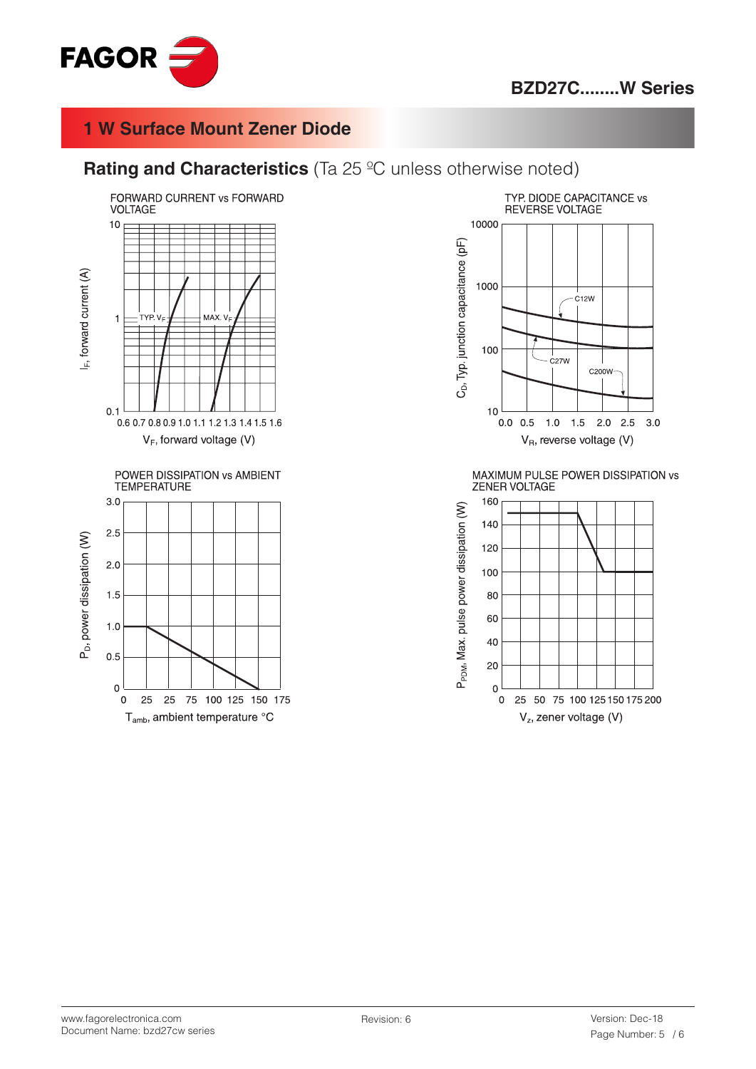# 1 W Surface Mount Zener Diode

## Rating and Characteristics (Ta 25 ºC unless otherwise noted)

FORWARD CURRENT vs FORWARD VOLTAGE

$I_F$, forward current (A)

TYP. $V_F$

MAX. $V_F$

$V_F$, forward voltage (V)

TYP. DIODE CAPACITANCE vs REVERSE VOLTAGE

$C_D$, Typ. junction capacitance (pF)

C12W

C27W

C200W

$V_R$, reverse voltage (V)

POWER DISSIPATION vs AMBIENT TEMPERATURE

$P_D$, power dissipation (W)

$T_{amb}$, ambient temperature °C

MAXIMUM PULSE POWER DISSIPATION vs ZENER VOLTAGE

$P_{PDM}$, Max. pulse power dissipation (W)

$V_z$, zener voltage (V)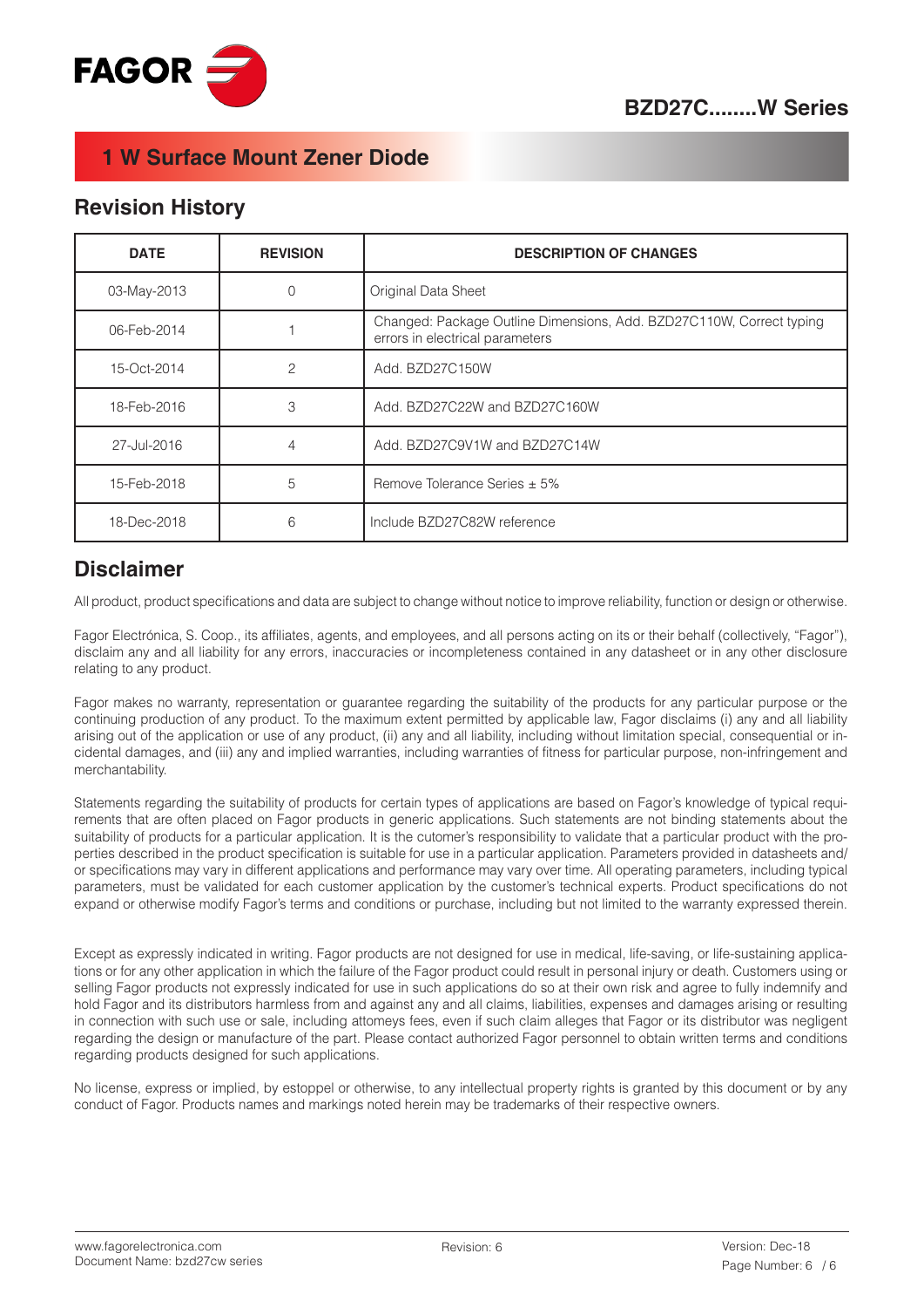# BZD27C........W Series

## 1 W Surface Mount Zener Diode

## Revision History

| DATE | REVISION | DESCRIPTION OF CHANGES |
| --- | --- | --- |
| 03-May-2013 | 0 | Original Data Sheet |
| 06-Feb-2014 | 1 | Changed: Package Outline Dimensions, Add. BZD27C110W, Correct typing errors in electrical parameters |
| 15-Oct-2014 | 2 | Add. BZD27C150W |
| 18-Feb-2016 | 3 | Add. BZD27C22W and BZD27C160W |
| 27-Jul-2016 | 4 | Add. BZD27C9V1W and BZD27C14W |
| 15-Feb-2018 | 5 | Remove Tolerance Series ± 5% |
| 18-Dec-2018 | 6 | Include BZD27C82W reference |

## Disclaimer

All product, product specifications and data are subject to change without notice to improve reliability, function or design or otherwise.

Fagor Electrónica, S. Coop., its affiliates, agents, and employees, and all persons acting on its or their behalf (collectively, "Fagor"), disclaim any and all liability for any errors, inaccuracies or incompleteness contained in any datasheet or in any other disclosure relating to any product.

Fagor makes no warranty, representation or guarantee regarding the suitability of the products for any particular purpose or the continuing production of any product. To the maximum extent permitted by applicable law, Fagor disclaims (i) any and all liability arising out of the application or use of any product, (ii) any and all liability, including without limitation special, consequential or incidental damages, and (iii) any and implied warranties, including warranties of fitness for particular purpose, non-infringement and merchantability.

Statements regarding the suitability of products for certain types of applications are based on Fagor's knowledge of typical requirements that are often placed on Fagor products in generic applications. Such statements are not binding statements about the suitability of products for a particular application. It is the cutomer's responsibility to validate that a particular product with the properties described in the product specification is suitable for use in a particular application. Parameters provided in datasheets and/or specifications may vary in different applications and performance may vary over time. All operating parameters, including typical parameters, must be validated for each customer application by the customer's technical experts. Product specifications do not expand or otherwise modify Fagor's terms and conditions or purchase, including but not limited to the warranty expressed therein.

Except as expressly indicated in writing. Fagor products are not designed for use in medical, life-saving, or life-sustaining applications or for any other application in which the failure of the Fagor product could result in personal injury or death. Customers using or selling Fagor products not expressly indicated for use in such applications do so at their own risk and agree to fully indemnify and hold Fagor and its distributors harmless from and against any and all claims, liabilities, expenses and damages arising or resulting in connection with such use or sale, including attomeys fees, even if such claim alleges that Fagor or its distributor was negligent regarding the design or manufacture of the part. Please contact authorized Fagor personnel to obtain written terms and conditions regarding products designed for such applications.

No license, express or implied, by estoppel or otherwise, to any intellectual property rights is granted by this document or by any conduct of Fagor. Products names and markings noted herein may be trademarks of their respective owners.